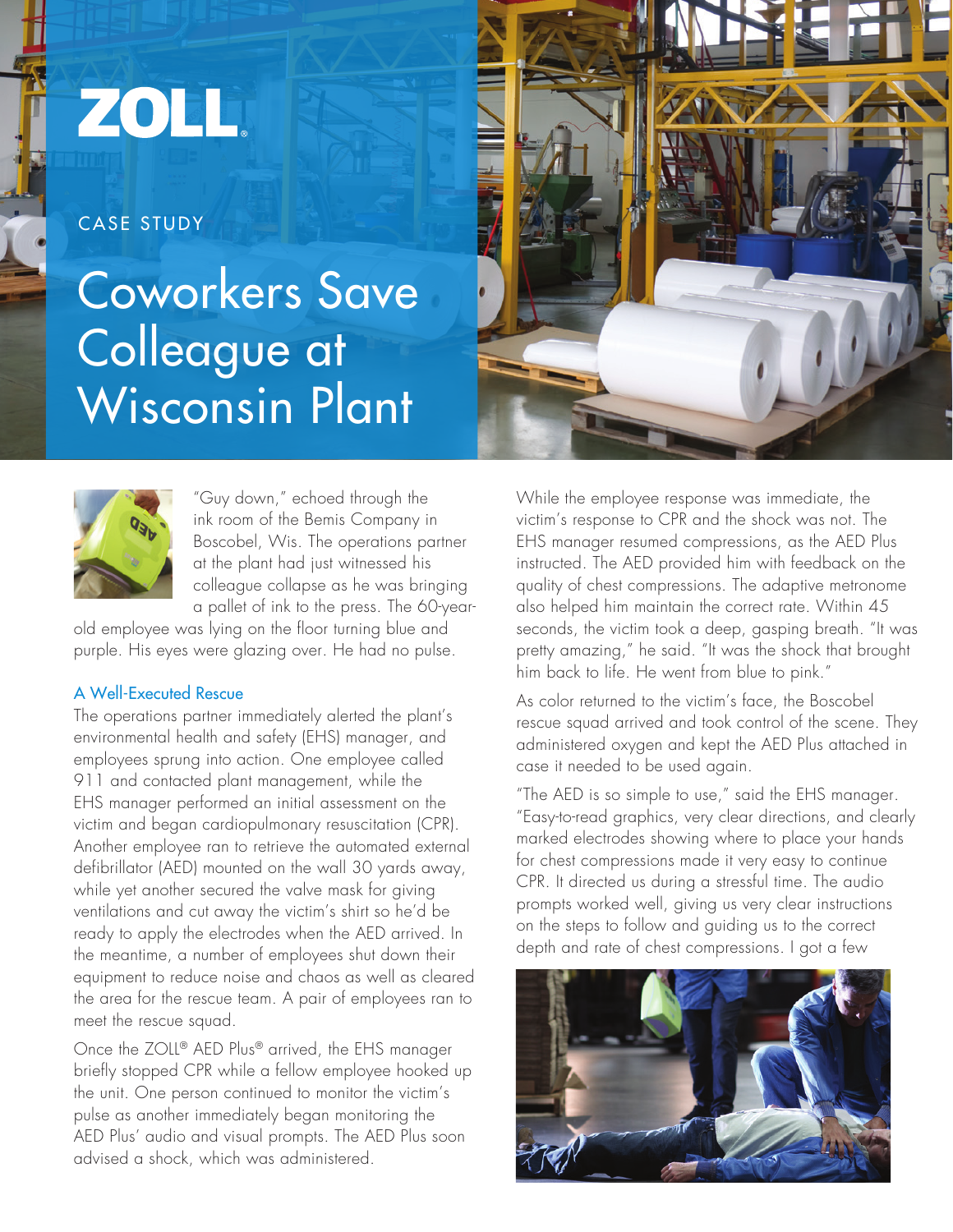ZOLL

CASE STUDY

# Coworkers Save Colleague at Wisconsin Plant

"Guy down," echoed through the ink room of the Bemis Company in Boscobel, Wis. The operations partner at the plant had just witnessed his colleague collapse as he was bringing a pallet of ink to the press. The 60-year-old employee was lying on the floor turning blue and purple. His eyes were glazing over. He had no pulse.

## A Well-Executed Rescue

The operations partner immediately alerted the plant's environmental health and safety (EHS) manager, and employees sprung into action. One employee called 911 and contacted plant management, while the EHS manager performed an initial assessment on the victim and began cardiopulmonary resuscitation (CPR). Another employee ran to retrieve the automated external defibrillator (AED) mounted on the wall 30 yards away, while yet another secured the valve mask for giving ventilations and cut away the victim's shirt so he'd be ready to apply the electrodes when the AED arrived. In the meantime, a number of employees shut down their equipment to reduce noise and chaos as well as cleared the area for the rescue team. A pair of employees ran to meet the rescue squad.

Once the ZOLL® AED Plus® arrived, the EHS manager briefly stopped CPR while a fellow employee hooked up the unit. One person continued to monitor the victim's pulse as another immediately began monitoring the AED Plus' audio and visual prompts. The AED Plus soon advised a shock, which was administered.

While the employee response was immediate, the victim's response to CPR and the shock was not. The EHS manager resumed compressions, as the AED Plus instructed. The AED provided him with feedback on the quality of chest compressions. The adaptive metronome also helped him maintain the correct rate. Within 45 seconds, the victim took a deep, gasping breath. "It was pretty amazing," he said. "It was the shock that brought him back to life. He went from blue to pink."

As color returned to the victim's face, the Boscobel rescue squad arrived and took control of the scene. They administered oxygen and kept the AED Plus attached in case it needed to be used again.

"The AED is so simple to use," said the EHS manager. "Easy-to-read graphics, very clear directions, and clearly marked electrodes showing where to place your hands for chest compressions made it very easy to continue CPR. It directed us during a stressful time. The audio prompts worked well, giving us very clear instructions on the steps to follow and guiding us to the correct depth and rate of chest compressions. I got a few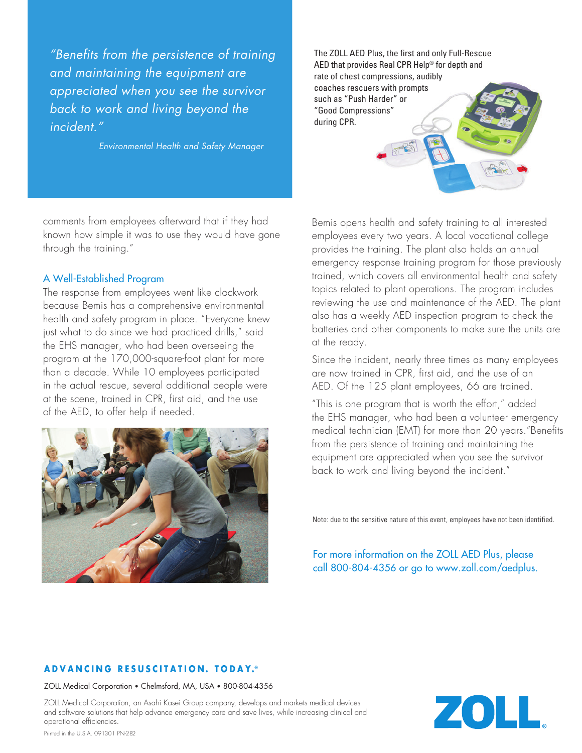*"Benefits from the persistence of training and maintaining the equipment are appreciated when you see the survivor back to work and living beyond the incident."*

*Environmental Health and Safety Manager*

The ZOLL AED Plus, the first and only Full-Rescue AED that provides Real CPR Help® for depth and rate of chest compressions, audibly coaches rescuers with prompts such as "Push Harder" or "Good Compressions" during CPR.

comments from employees afterward that if they had known how simple it was to use they would have gone through the training."

## A Well-Established Program

The response from employees went like clockwork because Bemis has a comprehensive environmental health and safety program in place. "Everyone knew just what to do since we had practiced drills," said the EHS manager, who had been overseeing the program at the 170,000-square-foot plant for more than a decade. While 10 employees participated in the actual rescue, several additional people were at the scene, trained in CPR, first aid, and the use of the AED, to offer help if needed.

Bemis opens health and safety training to all interested employees every two years. A local vocational college provides the training. The plant also holds an annual emergency response training program for those previously trained, which covers all environmental health and safety topics related to plant operations. The program includes reviewing the use and maintenance of the AED. The plant also has a weekly AED inspection program to check the batteries and other components to make sure the units are at the ready.

Since the incident, nearly three times as many employees are now trained in CPR, first aid, and the use of an AED. Of the 125 plant employees, 66 are trained.

"This is one program that is worth the effort," added the EHS manager, who had been a volunteer emergency medical technician (EMT) for more than 20 years."Benefits from the persistence of training and maintaining the equipment are appreciated when you see the survivor back to work and living beyond the incident."

Note: due to the sensitive nature of this event, employees have not been identified.

For more information on the ZOLL AED Plus, please call 800-804-4356 or go to www.zoll.com/aedplus.

**ADVANCING RESUSCITATION. TODAY.®**

ZOLL Medical Corporation • Chelmsford, MA, USA • 800-804-4356

ZOLL Medical Corporation, an Asahi Kasei Group company, develops and markets medical devices and software solutions that help advance emergency care and save lives, while increasing clinical and operational efficiencies.

Printed in the U.S.A. 091301 PN-282

ZOLL®